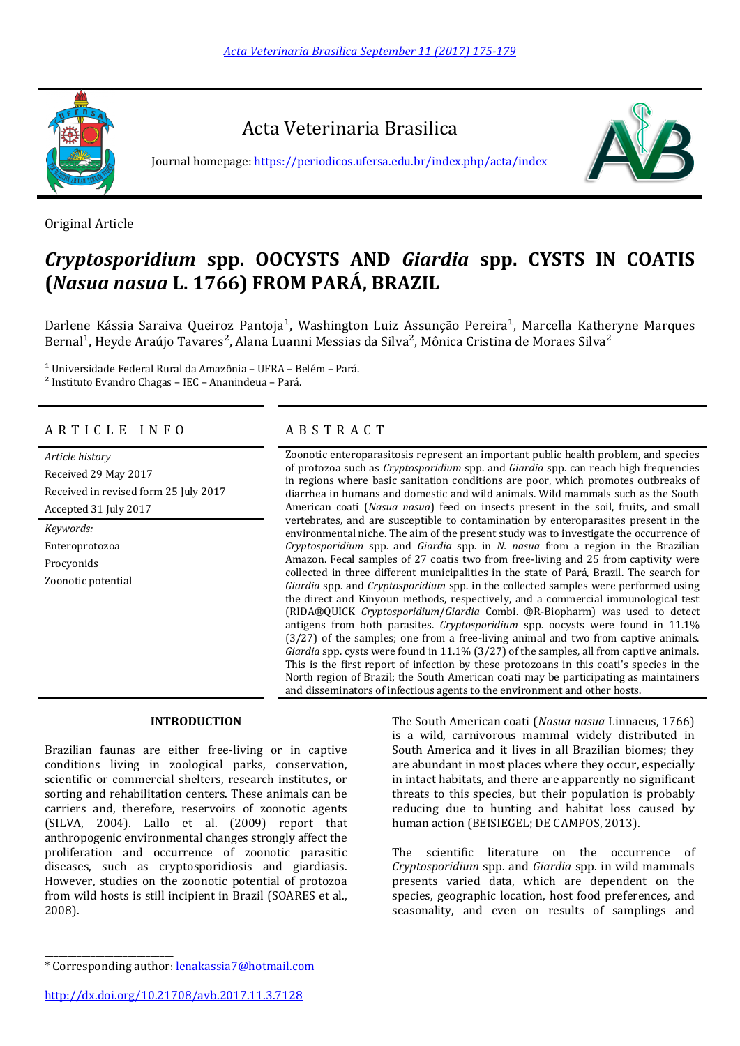Original Article

# *Cryptosporidium* spp. OOCYSTS AND *Giardia* spp. CYSTS IN COATIS (*Nasua nasua* L. 1766) FROM PARÁ, BRAZIL

Darlene Kássia Saraiva Queiroz Pantoja[1], Washington Luiz Assunção Pereira[1], Marcella Katheryne Marques Bernal[1], Heyde Araújo Tavares[2], Alana Luanni Messias da Silva[2], Mônica Cristina de Moraes Silva[2]

[1] Universidade Federal Rural da Amazônia – UFRA – Belém – Pará.
[2] Instituto Evandro Chagas – IEC – Ananindeua – Pará.

## ARTICLE INFO

*Article history*
Received 29 May 2017
Received in revised form 25 July 2017
Accepted 31 July 2017

*Keywords:*
Enteroprotozoa
Procyonids
Zoonotic potential

## ABSTRACT

Zoonotic enteroparasitosis represent an important public health problem, and species of protozoa such as *Cryptosporidium* spp. and *Giardia* spp. can reach high frequencies in regions where basic sanitation conditions are poor, which promotes outbreaks of diarrhea in humans and domestic and wild animals. Wild mammals such as the South American coati (*Nasua nasua*) feed on insects present in the soil, fruits, and small vertebrates, and are susceptible to contamination by enteroparasites present in the environmental niche. The aim of the present study was to investigate the occurrence of *Cryptosporidium* spp. and *Giardia* spp. in *N. nasua* from a region in the Brazilian Amazon. Fecal samples of 27 coatis two from free-living and 25 from captivity were collected in three different municipalities in the state of Pará, Brazil. The search for *Giardia* spp. and *Cryptosporidium* spp. in the collected samples were performed using the direct and Kinyoun methods, respectively, and a commercial immunological test (RIDA®QUICK *Cryptosporidium*/*Giardia* Combi. ®R-Biopharm) was used to detect antigens from both parasites. *Cryptosporidium* spp. oocysts were found in 11.1% (3/27) of the samples; one from a free-living animal and two from captive animals. *Giardia* spp. cysts were found in 11.1% (3/27) of the samples, all from captive animals. This is the first report of infection by these protozoans in this coati's species in the North region of Brazil; the South American coati may be participating as maintainers and disseminators of infectious agents to the environment and other hosts.

## INTRODUCTION

Brazilian faunas are either free-living or in captive conditions living in zoological parks, conservation, scientific or commercial shelters, research institutes, or sorting and rehabilitation centers. These animals can be carriers and, therefore, reservoirs of zoonotic agents (SILVA, 2004). Lallo et al. (2009) report that anthropogenic environmental changes strongly affect the proliferation and occurrence of zoonotic parasitic diseases, such as cryptosporidiosis and giardiasis. However, studies on the zoonotic potential of protozoa from wild hosts is still incipient in Brazil (SOARES et al., 2008).

The South American coati (*Nasua nasua* Linnaeus, 1766) is a wild, carnivorous mammal widely distributed in South America and it lives in all Brazilian biomes; they are abundant in most places where they occur, especially in intact habitats, and there are apparently no significant threats to this species, but their population is probably reducing due to hunting and habitat loss caused by human action (BEISIEGEL; DE CAMPOS, 2013).

The scientific literature on the occurrence of *Cryptosporidium* spp. and *Giardia* spp. in wild mammals presents varied data, which are dependent on the species, geographic location, host food preferences, and seasonality, and even on results of samplings and

* Corresponding author: lenakassia7@hotmail.com

http://dx.doi.org/10.21708/avb.2017.11.3.7128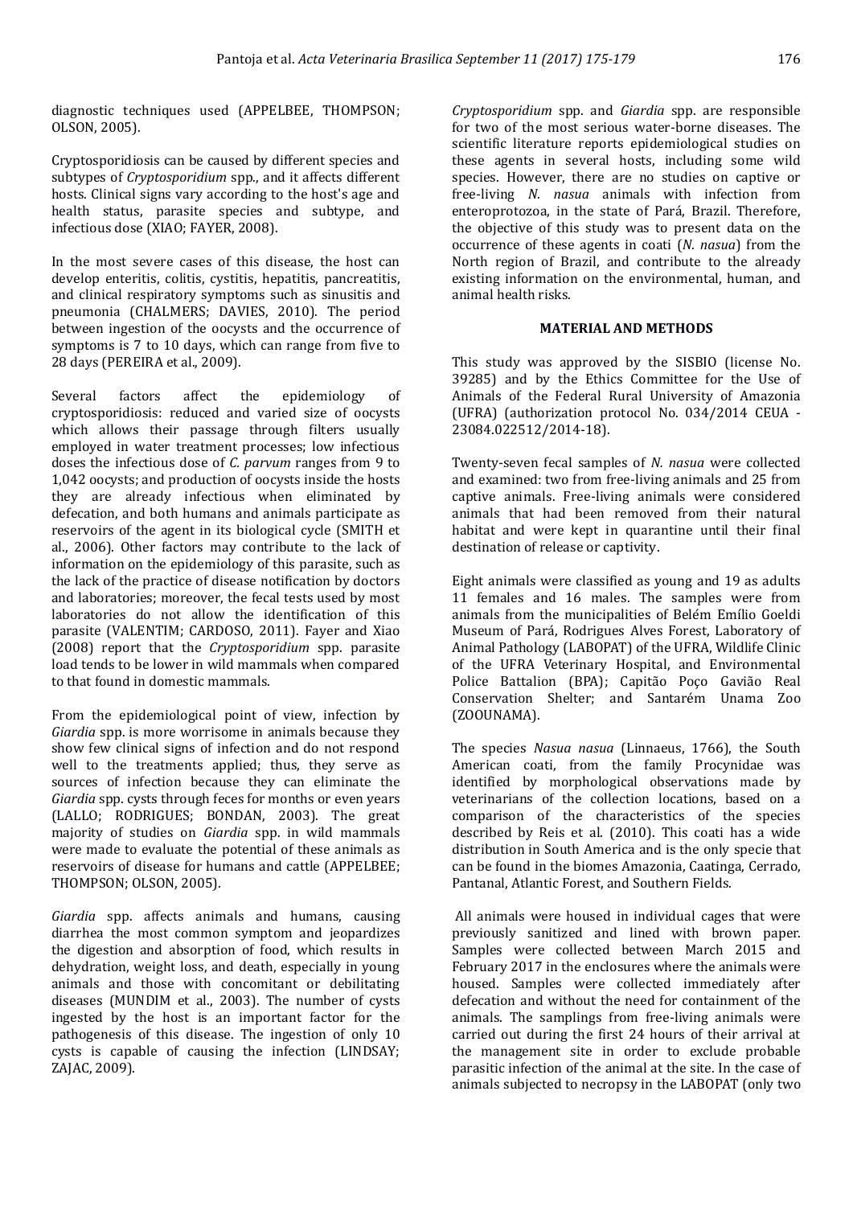diagnostic techniques used (APPELBEE, THOMPSON; OLSON, 2005).

Cryptosporidiosis can be caused by different species and subtypes of *Cryptosporidium* spp., and it affects different hosts. Clinical signs vary according to the host's age and health status, parasite species and subtype, and infectious dose (XIAO; FAYER, 2008).

In the most severe cases of this disease, the host can develop enteritis, colitis, cystitis, hepatitis, pancreatitis, and clinical respiratory symptoms such as sinusitis and pneumonia (CHALMERS; DAVIES, 2010). The period between ingestion of the oocysts and the occurrence of symptoms is 7 to 10 days, which can range from five to 28 days (PEREIRA et al., 2009).

Several factors affect the epidemiology of cryptosporidiosis: reduced and varied size of oocysts which allows their passage through filters usually employed in water treatment processes; low infectious doses the infectious dose of *C. parvum* ranges from 9 to 1,042 oocysts; and production of oocysts inside the hosts they are already infectious when eliminated by defecation, and both humans and animals participate as reservoirs of the agent in its biological cycle (SMITH et al., 2006). Other factors may contribute to the lack of information on the epidemiology of this parasite, such as the lack of the practice of disease notification by doctors and laboratories; moreover, the fecal tests used by most laboratories do not allow the identification of this parasite (VALENTIM; CARDOSO, 2011). Fayer and Xiao (2008) report that the *Cryptosporidium* spp. parasite load tends to be lower in wild mammals when compared to that found in domestic mammals.

From the epidemiological point of view, infection by *Giardia* spp. is more worrisome in animals because they show few clinical signs of infection and do not respond well to the treatments applied; thus, they serve as sources of infection because they can eliminate the *Giardia* spp. cysts through feces for months or even years (LALLO; RODRIGUES; BONDAN, 2003). The great majority of studies on *Giardia* spp. in wild mammals were made to evaluate the potential of these animals as reservoirs of disease for humans and cattle (APPELBEE; THOMPSON; OLSON, 2005).

*Giardia* spp. affects animals and humans, causing diarrhea the most common symptom and jeopardizes the digestion and absorption of food, which results in dehydration, weight loss, and death, especially in young animals and those with concomitant or debilitating diseases (MUNDIM et al., 2003). The number of cysts ingested by the host is an important factor for the pathogenesis of this disease. The ingestion of only 10 cysts is capable of causing the infection (LINDSAY; ZAJAC, 2009).

*Cryptosporidium* spp. and *Giardia* spp. are responsible for two of the most serious water-borne diseases. The scientific literature reports epidemiological studies on these agents in several hosts, including some wild species. However, there are no studies on captive or free-living *N. nasua* animals with infection from enteroprotozoa, in the state of Pará, Brazil. Therefore, the objective of this study was to present data on the occurrence of these agents in coati (*N. nasua*) from the North region of Brazil, and contribute to the already existing information on the environmental, human, and animal health risks.

## MATERIAL AND METHODS

This study was approved by the SISBIO (license No. 39285) and by the Ethics Committee for the Use of Animals of the Federal Rural University of Amazonia (UFRA) (authorization protocol No. 034/2014 CEUA - 23084.022512/2014-18).

Twenty-seven fecal samples of *N. nasua* were collected and examined: two from free-living animals and 25 from captive animals. Free-living animals were considered animals that had been removed from their natural habitat and were kept in quarantine until their final destination of release or captivity.

Eight animals were classified as young and 19 as adults 11 females and 16 males. The samples were from animals from the municipalities of Belém Emílio Goeldi Museum of Pará, Rodrigues Alves Forest, Laboratory of Animal Pathology (LABOPAT) of the UFRA, Wildlife Clinic of the UFRA Veterinary Hospital, and Environmental Police Battalion (BPA); Capitão Poço Gavião Real Conservation Shelter; and Santarém Unama Zoo (ZOOUNAMA).

The species *Nasua nasua* (Linnaeus, 1766), the South American coati, from the family Procynidae was identified by morphological observations made by veterinarians of the collection locations, based on a comparison of the characteristics of the species described by Reis et al. (2010). This coati has a wide distribution in South America and is the only specie that can be found in the biomes Amazonia, Caatinga, Cerrado, Pantanal, Atlantic Forest, and Southern Fields.

All animals were housed in individual cages that were previously sanitized and lined with brown paper. Samples were collected between March 2015 and February 2017 in the enclosures where the animals were housed. Samples were collected immediately after defecation and without the need for containment of the animals. The samplings from free-living animals were carried out during the first 24 hours of their arrival at the management site in order to exclude probable parasitic infection of the animal at the site. In the case of animals subjected to necropsy in the LABOPAT (only two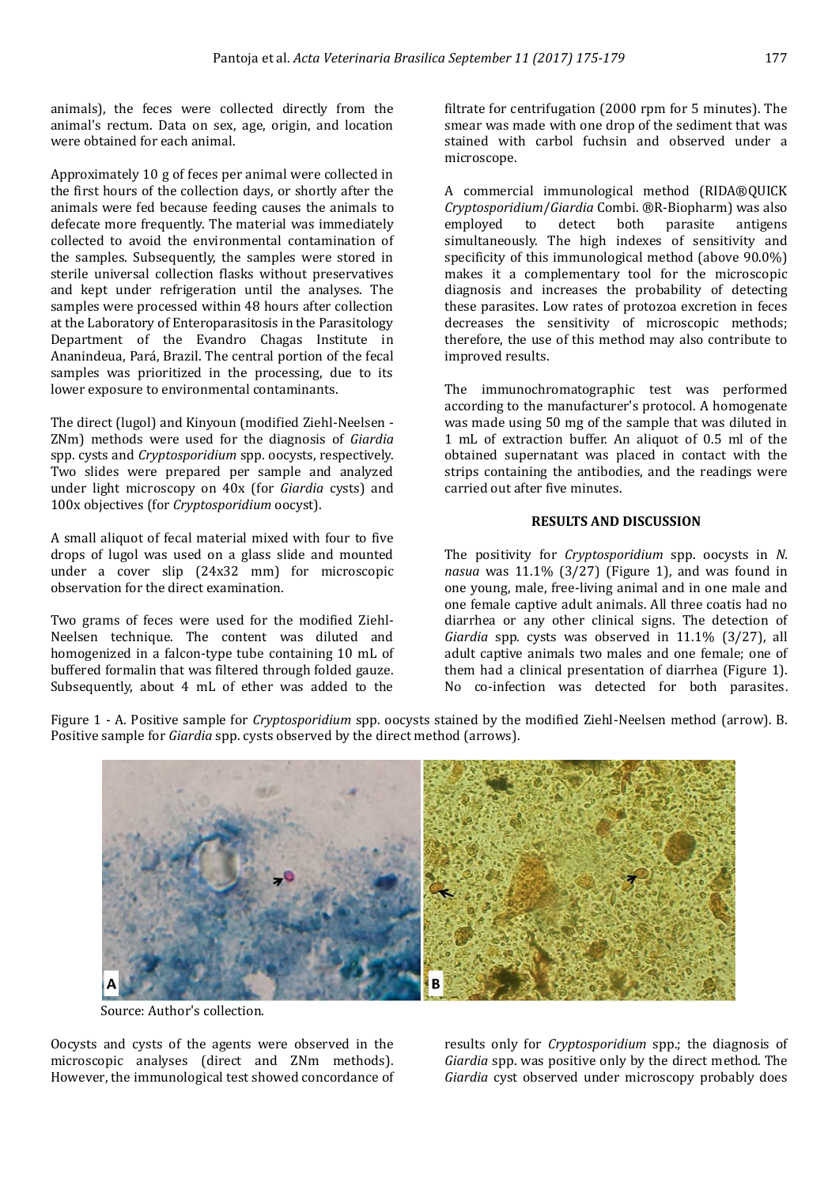animals), the feces were collected directly from the animal's rectum. Data on sex, age, origin, and location were obtained for each animal.

Approximately 10 g of feces per animal were collected in the first hours of the collection days, or shortly after the animals were fed because feeding causes the animals to defecate more frequently. The material was immediately collected to avoid the environmental contamination of the samples. Subsequently, the samples were stored in sterile universal collection flasks without preservatives and kept under refrigeration until the analyses. The samples were processed within 48 hours after collection at the Laboratory of Enteroparasitosis in the Parasitology Department of the Evandro Chagas Institute in Ananindeua, Pará, Brazil. The central portion of the fecal samples was prioritized in the processing, due to its lower exposure to environmental contaminants.

The direct (lugol) and Kinyoun (modified Ziehl-Neelsen - ZNm) methods were used for the diagnosis of *Giardia* spp. cysts and *Cryptosporidium* spp. oocysts, respectively. Two slides were prepared per sample and analyzed under light microscopy on 40x (for *Giardia* cysts) and 100x objectives (for *Cryptosporidium* oocyst).

A small aliquot of fecal material mixed with four to five drops of lugol was used on a glass slide and mounted under a cover slip (24x32 mm) for microscopic observation for the direct examination.

Two grams of feces were used for the modified Ziehl-Neelsen technique. The content was diluted and homogenized in a falcon-type tube containing 10 mL of buffered formalin that was filtered through folded gauze. Subsequently, about 4 mL of ether was added to the filtrate for centrifugation (2000 rpm for 5 minutes). The smear was made with one drop of the sediment that was stained with carbol fuchsin and observed under a microscope.

A commercial immunological method (RIDA®QUICK *Cryptosporidium*/*Giardia* Combi. ®R-Biopharm) was also employed to detect both parasite antigens simultaneously. The high indexes of sensitivity and specificity of this immunological method (above 90.0%) makes it a complementary tool for the microscopic diagnosis and increases the probability of detecting these parasites. Low rates of protozoa excretion in feces decreases the sensitivity of microscopic methods; therefore, the use of this method may also contribute to improved results.

The immunochromatographic test was performed according to the manufacturer's protocol. A homogenate was made using 50 mg of the sample that was diluted in 1 mL of extraction buffer. An aliquot of 0.5 ml of the obtained supernatant was placed in contact with the strips containing the antibodies, and the readings were carried out after five minutes.

## RESULTS AND DISCUSSION

The positivity for *Cryptosporidium* spp. oocysts in *N. nasua* was 11.1% (3/27) (Figure 1), and was found in one young, male, free-living animal and in one male and one female captive adult animals. All three coatis had no diarrhea or any other clinical signs. The detection of *Giardia* spp. cysts was observed in 11.1% (3/27), all adult captive animals two males and one female; one of them had a clinical presentation of diarrhea (Figure 1). No co-infection was detected for both parasites.

Figure 1 - A. Positive sample for *Cryptosporidium* spp. oocysts stained by the modified Ziehl-Neelsen method (arrow). B. Positive sample for *Giardia* spp. cysts observed by the direct method (arrows).

Source: Author's collection.

Oocysts and cysts of the agents were observed in the microscopic analyses (direct and ZNm methods). However, the immunological test showed concordance of results only for *Cryptosporidium* spp.; the diagnosis of *Giardia* spp. was positive only by the direct method. The *Giardia* cyst observed under microscopy probably does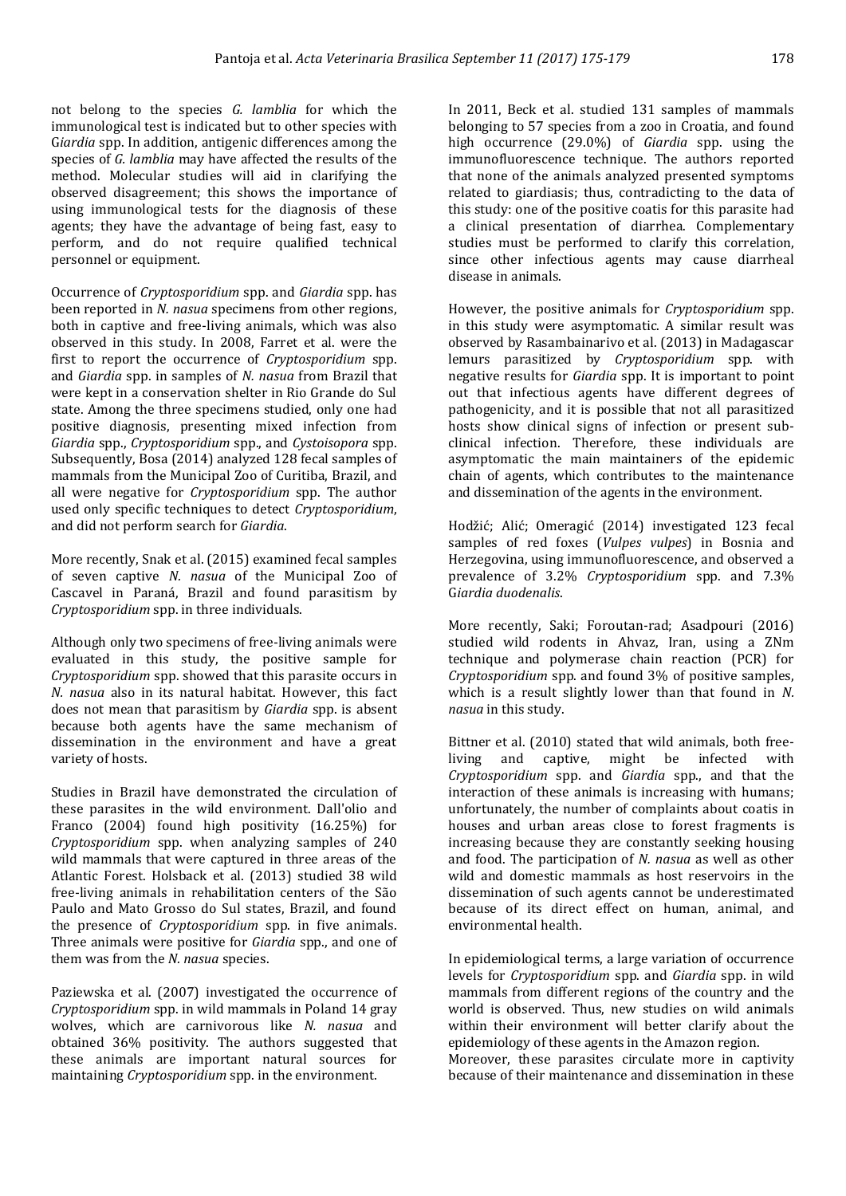not belong to the species *G. lamblia* for which the immunological test is indicated but to other species with G*iardia* spp. In addition, antigenic differences among the species of *G. lamblia* may have affected the results of the method. Molecular studies will aid in clarifying the observed disagreement; this shows the importance of using immunological tests for the diagnosis of these agents; they have the advantage of being fast, easy to perform, and do not require qualified technical personnel or equipment.

Occurrence of *Cryptosporidium* spp. and *Giardia* spp. has been reported in *N. nasua* specimens from other regions, both in captive and free-living animals, which was also observed in this study. In 2008, Farret et al. were the first to report the occurrence of *Cryptosporidium* spp. and *Giardia* spp. in samples of *N. nasua* from Brazil that were kept in a conservation shelter in Rio Grande do Sul state. Among the three specimens studied, only one had positive diagnosis, presenting mixed infection from *Giardia* spp., *Cryptosporidium* spp., and *Cystoisopora* spp. Subsequently, Bosa (2014) analyzed 128 fecal samples of mammals from the Municipal Zoo of Curitiba, Brazil, and all were negative for *Cryptosporidium* spp. The author used only specific techniques to detect *Cryptosporidium*, and did not perform search for *Giardia*.

More recently, Snak et al. (2015) examined fecal samples of seven captive *N. nasua* of the Municipal Zoo of Cascavel in Paraná, Brazil and found parasitism by *Cryptosporidium* spp. in three individuals.

Although only two specimens of free-living animals were evaluated in this study, the positive sample for *Cryptosporidium* spp. showed that this parasite occurs in *N. nasua* also in its natural habitat. However, this fact does not mean that parasitism by *Giardia* spp. is absent because both agents have the same mechanism of dissemination in the environment and have a great variety of hosts.

Studies in Brazil have demonstrated the circulation of these parasites in the wild environment. Dall'olio and Franco (2004) found high positivity (16.25%) for *Cryptosporidium* spp. when analyzing samples of 240 wild mammals that were captured in three areas of the Atlantic Forest. Holsback et al. (2013) studied 38 wild free-living animals in rehabilitation centers of the São Paulo and Mato Grosso do Sul states, Brazil, and found the presence of *Cryptosporidium* spp. in five animals. Three animals were positive for *Giardia* spp., and one of them was from the *N. nasua* species.

Paziewska et al. (2007) investigated the occurrence of *Cryptosporidium* spp. in wild mammals in Poland 14 gray wolves, which are carnivorous like *N. nasua* and obtained 36% positivity. The authors suggested that these animals are important natural sources for maintaining *Cryptosporidium* spp. in the environment.

In 2011, Beck et al. studied 131 samples of mammals belonging to 57 species from a zoo in Croatia, and found high occurrence (29.0%) of *Giardia* spp. using the immunofluorescence technique. The authors reported that none of the animals analyzed presented symptoms related to giardiasis; thus, contradicting to the data of this study: one of the positive coatis for this parasite had a clinical presentation of diarrhea. Complementary studies must be performed to clarify this correlation, since other infectious agents may cause diarrheal disease in animals.

However, the positive animals for *Cryptosporidium* spp. in this study were asymptomatic. A similar result was observed by Rasambainarivo et al. (2013) in Madagascar lemurs parasitized by *Cryptosporidium* spp. with negative results for *Giardia* spp. It is important to point out that infectious agents have different degrees of pathogenicity, and it is possible that not all parasitized hosts show clinical signs of infection or present sub-clinical infection. Therefore, these individuals are asymptomatic the main maintainers of the epidemic chain of agents, which contributes to the maintenance and dissemination of the agents in the environment.

Hodžić; Alić; Omeragić (2014) investigated 123 fecal samples of red foxes (*Vulpes vulpes*) in Bosnia and Herzegovina, using immunofluorescence, and observed a prevalence of 3.2% *Cryptosporidium* spp. and 7.3% G*iardia duodenalis*.

More recently, Saki; Foroutan-rad; Asadpouri (2016) studied wild rodents in Ahvaz, Iran, using a ZNm technique and polymerase chain reaction (PCR) for *Cryptosporidium* spp. and found 3% of positive samples, which is a result slightly lower than that found in *N. nasua* in this study.

Bittner et al. (2010) stated that wild animals, both free-living and captive, might be infected with *Cryptosporidium* spp. and *Giardia* spp., and that the interaction of these animals is increasing with humans; unfortunately, the number of complaints about coatis in houses and urban areas close to forest fragments is increasing because they are constantly seeking housing and food. The participation of *N. nasua* as well as other wild and domestic mammals as host reservoirs in the dissemination of such agents cannot be underestimated because of its direct effect on human, animal, and environmental health.

In epidemiological terms, a large variation of occurrence levels for *Cryptosporidium* spp. and *Giardia* spp. in wild mammals from different regions of the country and the world is observed. Thus, new studies on wild animals within their environment will better clarify about the epidemiology of these agents in the Amazon region.

Moreover, these parasites circulate more in captivity because of their maintenance and dissemination in these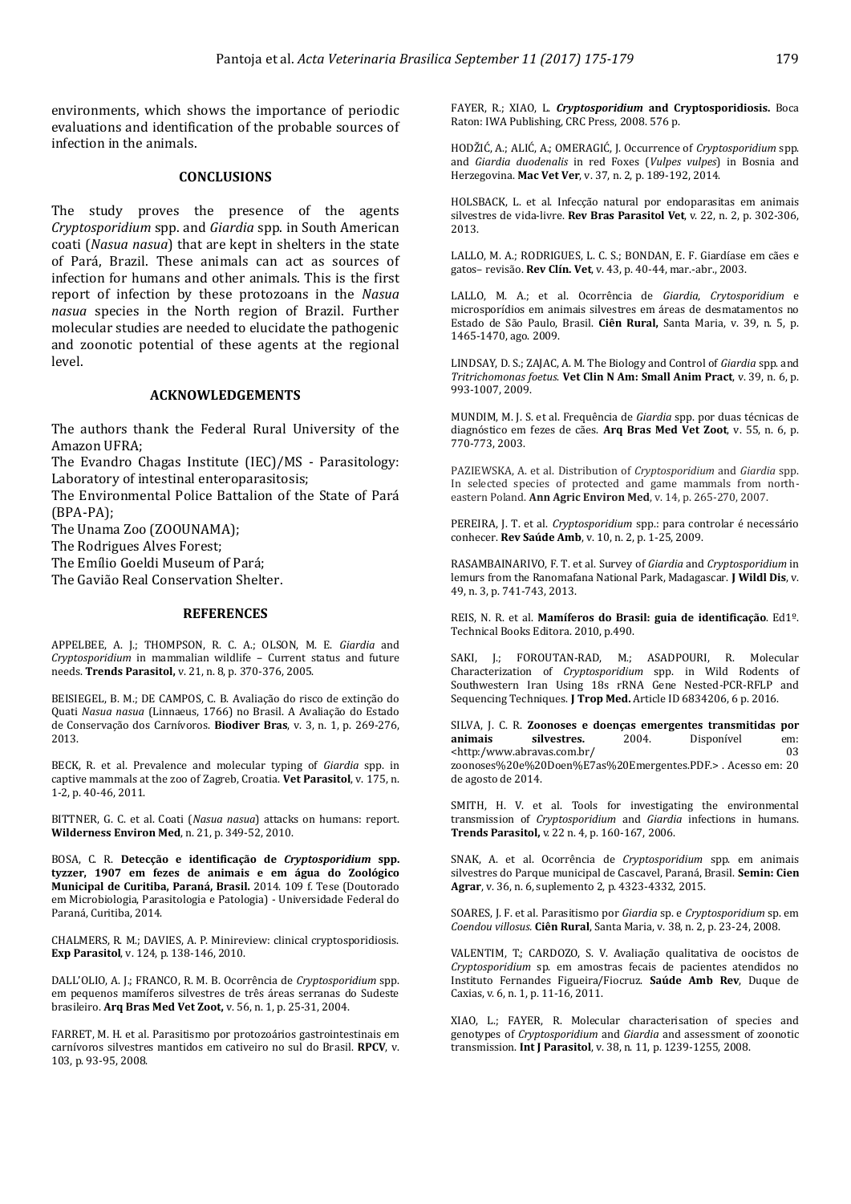environments, which shows the importance of periodic evaluations and identification of the probable sources of infection in the animals.

## CONCLUSIONS

The study proves the presence of the agents *Cryptosporidium* spp. and *Giardia* spp. in South American coati (*Nasua nasua*) that are kept in shelters in the state of Pará, Brazil. These animals can act as sources of infection for humans and other animals. This is the first report of infection by these protozoans in the *Nasua nasua* species in the North region of Brazil. Further molecular studies are needed to elucidate the pathogenic and zoonotic potential of these agents at the regional level.

## ACKNOWLEDGEMENTS

The authors thank the Federal Rural University of the Amazon UFRA;

The Evandro Chagas Institute (IEC)/MS - Parasitology: Laboratory of intestinal enteroparasitosis;

The Environmental Police Battalion of the State of Pará (BPA-PA);

The Unama Zoo (ZOOUNAMA);

The Rodrigues Alves Forest;

The Emílio Goeldi Museum of Pará;

The Gavião Real Conservation Shelter.

## REFERENCES

APPELBEE, A. J.; THOMPSON, R. C. A.; OLSON, M. E. *Giardia* and *Cryptosporidium* in mammalian wildlife – Current status and future needs. **Trends Parasitol,** v. 21, n. 8, p. 370-376, 2005.

BEISIEGEL, B. M.; DE CAMPOS, C. B. Avaliação do risco de extinção do Quati *Nasua nasua* (Linnaeus, 1766) no Brasil. A Avaliação do Estado de Conservação dos Carnívoros. **Biodiver Bras**, v. 3, n. 1, p. 269-276, 2013.

BECK, R. et al. Prevalence and molecular typing of *Giardia* spp. in captive mammals at the zoo of Zagreb, Croatia. **Vet Parasitol**, v. 175, n. 1-2, p. 40-46, 2011.

BITTNER, G. C. et al. Coati (*Nasua nasua*) attacks on humans: report. **Wilderness Environ Med**, n. 21, p. 349-52, 2010.

BOSA, C. R. **Detecção e identificação de *Cryptosporidium* spp. tyzzer, 1907 em fezes de animais e em água do Zoológico Municipal de Curitiba, Paraná, Brasil.** 2014. 109 f. Tese (Doutorado em Microbiologia, Parasitologia e Patologia) - Universidade Federal do Paraná, Curitiba, 2014.

CHALMERS, R. M.; DAVIES, A. P. Minireview: clinical cryptosporidiosis. **Exp Parasitol**, v. 124, p. 138-146, 2010.

DALL'OLIO, A. J.; FRANCO, R. M. B. Ocorrência de *Cryptosporidium* spp. em pequenos mamíferos silvestres de três áreas serranas do Sudeste brasileiro. **Arq Bras Med Vet Zoot,** v. 56, n. 1, p. 25-31, 2004.

FARRET, M. H. et al. Parasitismo por protozoários gastrointestinais em carnívoros silvestres mantidos em cativeiro no sul do Brasil. **RPCV**, v. 103, p. 93-95, 2008.

FAYER, R.; XIAO, L. ***Cryptosporidium* and Cryptosporidiosis.** Boca Raton: IWA Publishing, CRC Press, 2008. 576 p.

HODŽIĆ, A.; ALIĆ, A.; OMERAGIĆ, J. Occurrence of *Cryptosporidium* spp. and *Giardia duodenalis* in red Foxes (*Vulpes vulpes*) in Bosnia and Herzegovina. **Mac Vet Ver**, v. 37, n. 2, p. 189-192, 2014.

HOLSBACK, L. et al. Infecção natural por endoparasitas em animais silvestres de vida-livre. **Rev Bras Parasitol Vet**, v. 22, n. 2, p. 302-306, 2013.

LALLO, M. A.; RODRIGUES, L. C. S.; BONDAN, E. F. Giardíase em cães e gatos– revisão. **Rev Clín. Vet**, v. 43, p. 40-44, mar.-abr., 2003.

LALLO, M. A.; et al. Ocorrência de *Giardia*, *Crytosporidium* e microsporídios em animais silvestres em áreas de desmatamentos no Estado de São Paulo, Brasil. **Ciên Rural,** Santa Maria, v. 39, n. 5, p. 1465-1470, ago. 2009.

LINDSAY, D. S.; ZAJAC, A. M. The Biology and Control of *Giardia* spp. and *Tritrichomonas foetus.* **Vet Clin N Am: Small Anim Pract**, v. 39, n. 6, p. 993-1007, 2009.

MUNDIM, M. J. S. et al. Frequência de *Giardia* spp. por duas técnicas de diagnóstico em fezes de cães. **Arq Bras Med Vet Zoot**, v. 55, n. 6, p. 770-773, 2003.

PAZIEWSKA, A. et al. Distribution of *Cryptosporidium* and *Giardia* spp. In selected species of protected and game mammals from north-eastern Poland. **Ann Agric Environ Med**, v. 14, p. 265-270, 2007.

PEREIRA, J. T. et al. *Cryptosporidium* spp.: para controlar é necessário conhecer. **Rev Saúde Amb**, v. 10, n. 2, p. 1-25, 2009.

RASAMBAINARIVO, F. T. et al. Survey of *Giardia* and *Cryptosporidium* in lemurs from the Ranomafana National Park, Madagascar. **J Wildl Dis**, v. 49, n. 3, p. 741-743, 2013.

REIS, N. R. et al. **Mamíferos do Brasil: guia de identificação**. Ed1º. Technical Books Editora. 2010, p.490.

SAKI, J.; FOROUTAN-RAD, M.; ASADPOURI, R. Molecular Characterization of *Cryptosporidium* spp. in Wild Rodents of Southwestern Iran Using 18s rRNA Gene Nested-PCR-RFLP and Sequencing Techniques. **J Trop Med.** Article ID 6834206, 6 p. 2016.

SILVA, J. C. R. **Zoonoses e doenças emergentes transmitidas por animais silvestres.** 2004. Disponível em: <http:/www.abravas.com.br/ 03 zoonoses%20e%20Doen%E7as%20Emergentes.PDF.> . Acesso em: 20 de agosto de 2014.

SMITH, H. V. et al. Tools for investigating the environmental transmission of *Cryptosporidium* and *Giardia* infections in humans. **Trends Parasitol,** v. 22 n. 4, p. 160-167, 2006.

SNAK, A. et al. Ocorrência de *Cryptosporidium* spp. em animais silvestres do Parque municipal de Cascavel, Paraná, Brasil. **Semin: Cien Agrar**, v. 36, n. 6, suplemento 2, p. 4323-4332, 2015.

SOARES, J. F. et al. Parasitismo por *Giardia* sp. e *Cryptosporidium* sp. em *Coendou villosus.* **Ciên Rural**, Santa Maria, v. 38, n. 2, p. 23-24, 2008.

VALENTIM, T.; CARDOZO, S. V. Avaliação qualitativa de oocistos de *Cryptosporidium* sp. em amostras fecais de pacientes atendidos no Instituto Fernandes Figueira/Fiocruz. **Saúde Amb Rev**, Duque de Caxias, v. 6, n. 1, p. 11-16, 2011.

XIAO, L.; FAYER, R. Molecular characterisation of species and genotypes of *Cryptosporidium* and *Giardia* and assessment of zoonotic transmission. **Int J Parasitol**, v. 38, n. 11, p. 1239-1255, 2008.